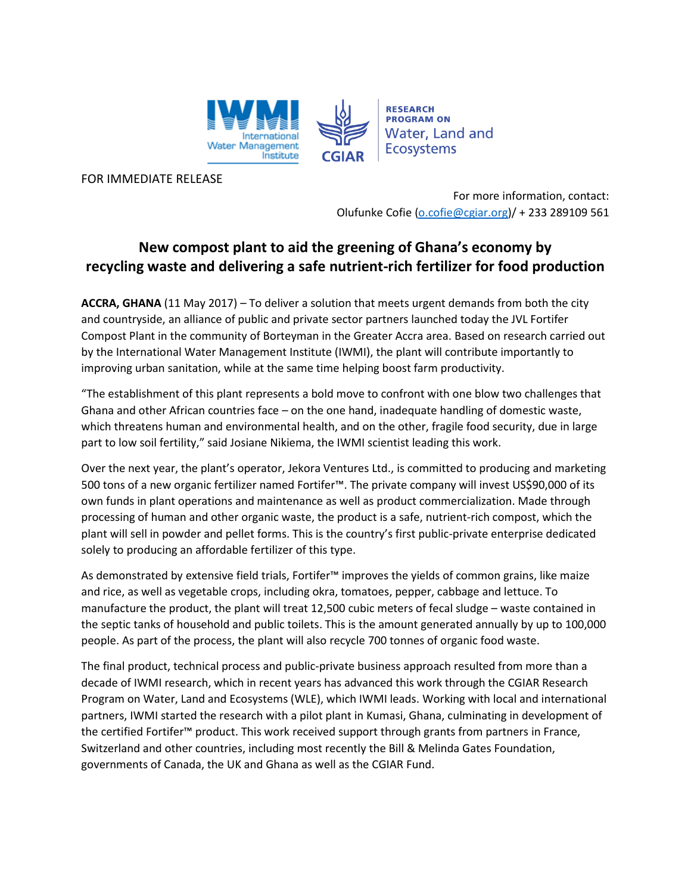FOR IMMEDIATE RELEASE

For more information, contact:
Olufunke Cofie (o.cofie@cgiar.org)/ + 233 289109 561

# New compost plant to aid the greening of Ghana's economy by recycling waste and delivering a safe nutrient-rich fertilizer for food production

**ACCRA, GHANA** (11 May 2017) – To deliver a solution that meets urgent demands from both the city and countryside, an alliance of public and private sector partners launched today the JVL Fortifer Compost Plant in the community of Borteyman in the Greater Accra area. Based on research carried out by the International Water Management Institute (IWMI), the plant will contribute importantly to improving urban sanitation, while at the same time helping boost farm productivity.

"The establishment of this plant represents a bold move to confront with one blow two challenges that Ghana and other African countries face – on the one hand, inadequate handling of domestic waste, which threatens human and environmental health, and on the other, fragile food security, due in large part to low soil fertility," said Josiane Nikiema, the IWMI scientist leading this work.

Over the next year, the plant's operator, Jekora Ventures Ltd., is committed to producing and marketing 500 tons of a new organic fertilizer named Fortifer™. The private company will invest US$90,000 of its own funds in plant operations and maintenance as well as product commercialization. Made through processing of human and other organic waste, the product is a safe, nutrient-rich compost, which the plant will sell in powder and pellet forms. This is the country's first public-private enterprise dedicated solely to producing an affordable fertilizer of this type.

As demonstrated by extensive field trials, Fortifer™ improves the yields of common grains, like maize and rice, as well as vegetable crops, including okra, tomatoes, pepper, cabbage and lettuce. To manufacture the product, the plant will treat 12,500 cubic meters of fecal sludge – waste contained in the septic tanks of household and public toilets. This is the amount generated annually by up to 100,000 people. As part of the process, the plant will also recycle 700 tonnes of organic food waste.

The final product, technical process and public-private business approach resulted from more than a decade of IWMI research, which in recent years has advanced this work through the CGIAR Research Program on Water, Land and Ecosystems (WLE), which IWMI leads. Working with local and international partners, IWMI started the research with a pilot plant in Kumasi, Ghana, culminating in development of the certified Fortifer™ product. This work received support through grants from partners in France, Switzerland and other countries, including most recently the Bill & Melinda Gates Foundation, governments of Canada, the UK and Ghana as well as the CGIAR Fund.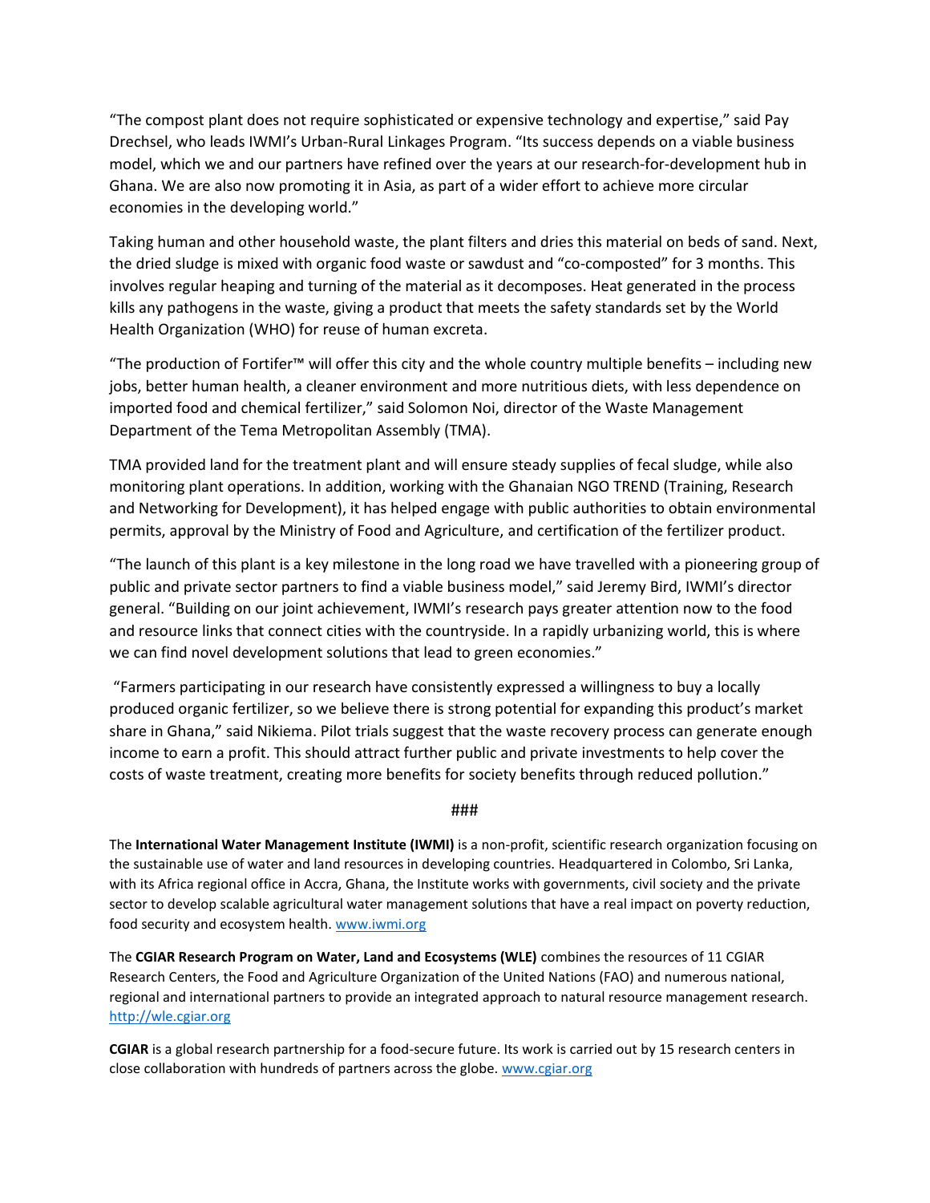"The compost plant does not require sophisticated or expensive technology and expertise," said Pay Drechsel, who leads IWMI's Urban-Rural Linkages Program. "Its success depends on a viable business model, which we and our partners have refined over the years at our research-for-development hub in Ghana. We are also now promoting it in Asia, as part of a wider effort to achieve more circular economies in the developing world."

Taking human and other household waste, the plant filters and dries this material on beds of sand. Next, the dried sludge is mixed with organic food waste or sawdust and "co-composted" for 3 months. This involves regular heaping and turning of the material as it decomposes. Heat generated in the process kills any pathogens in the waste, giving a product that meets the safety standards set by the World Health Organization (WHO) for reuse of human excreta.

"The production of Fortifer™ will offer this city and the whole country multiple benefits – including new jobs, better human health, a cleaner environment and more nutritious diets, with less dependence on imported food and chemical fertilizer," said Solomon Noi, director of the Waste Management Department of the Tema Metropolitan Assembly (TMA).

TMA provided land for the treatment plant and will ensure steady supplies of fecal sludge, while also monitoring plant operations. In addition, working with the Ghanaian NGO TREND (Training, Research and Networking for Development), it has helped engage with public authorities to obtain environmental permits, approval by the Ministry of Food and Agriculture, and certification of the fertilizer product.

"The launch of this plant is a key milestone in the long road we have travelled with a pioneering group of public and private sector partners to find a viable business model," said Jeremy Bird, IWMI's director general. "Building on our joint achievement, IWMI's research pays greater attention now to the food and resource links that connect cities with the countryside. In a rapidly urbanizing world, this is where we can find novel development solutions that lead to green economies."

"Farmers participating in our research have consistently expressed a willingness to buy a locally produced organic fertilizer, so we believe there is strong potential for expanding this product's market share in Ghana," said Nikiema. Pilot trials suggest that the waste recovery process can generate enough income to earn a profit. This should attract further public and private investments to help cover the costs of waste treatment, creating more benefits for society benefits through reduced pollution."

###

The **International Water Management Institute (IWMI)** is a non-profit, scientific research organization focusing on the sustainable use of water and land resources in developing countries. Headquartered in Colombo, Sri Lanka, with its Africa regional office in Accra, Ghana, the Institute works with governments, civil society and the private sector to develop scalable agricultural water management solutions that have a real impact on poverty reduction, food security and ecosystem health. [www.iwmi.org](http://www.iwmi.org)

The **CGIAR Research Program on Water, Land and Ecosystems (WLE)** combines the resources of 11 CGIAR Research Centers, the Food and Agriculture Organization of the United Nations (FAO) and numerous national, regional and international partners to provide an integrated approach to natural resource management research. [http://wle.cgiar.org](http://wle.cgiar.org)

**CGIAR** is a global research partnership for a food-secure future. Its work is carried out by 15 research centers in close collaboration with hundreds of partners across the globe. [www.cgiar.org](http://www.cgiar.org)